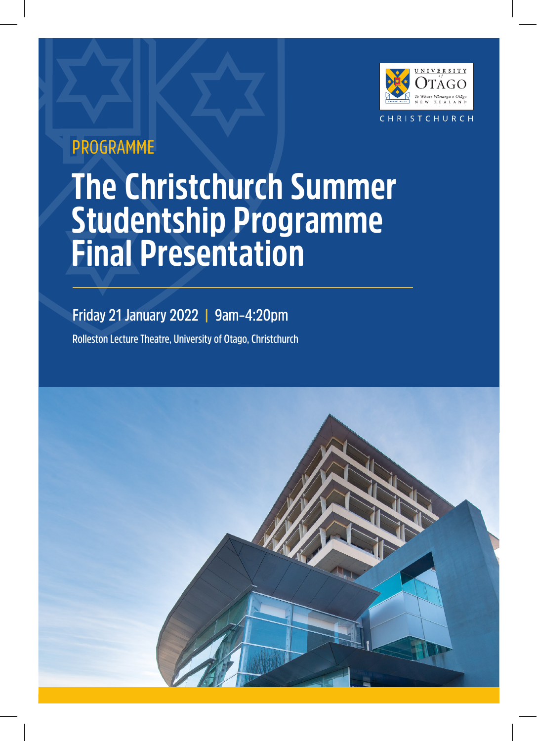UNIVERSITY of OTAGO

Te Whare Wānanga o Otāgo

NEW ZEALAND

CHRISTCHURCH

PROGRAMME

# The Christchurch Summer Studentship Programme Final Presentation

Friday 21 January 2022 | 9am–4:20pm

Rolleston Lecture Theatre, University of Otago, Christchurch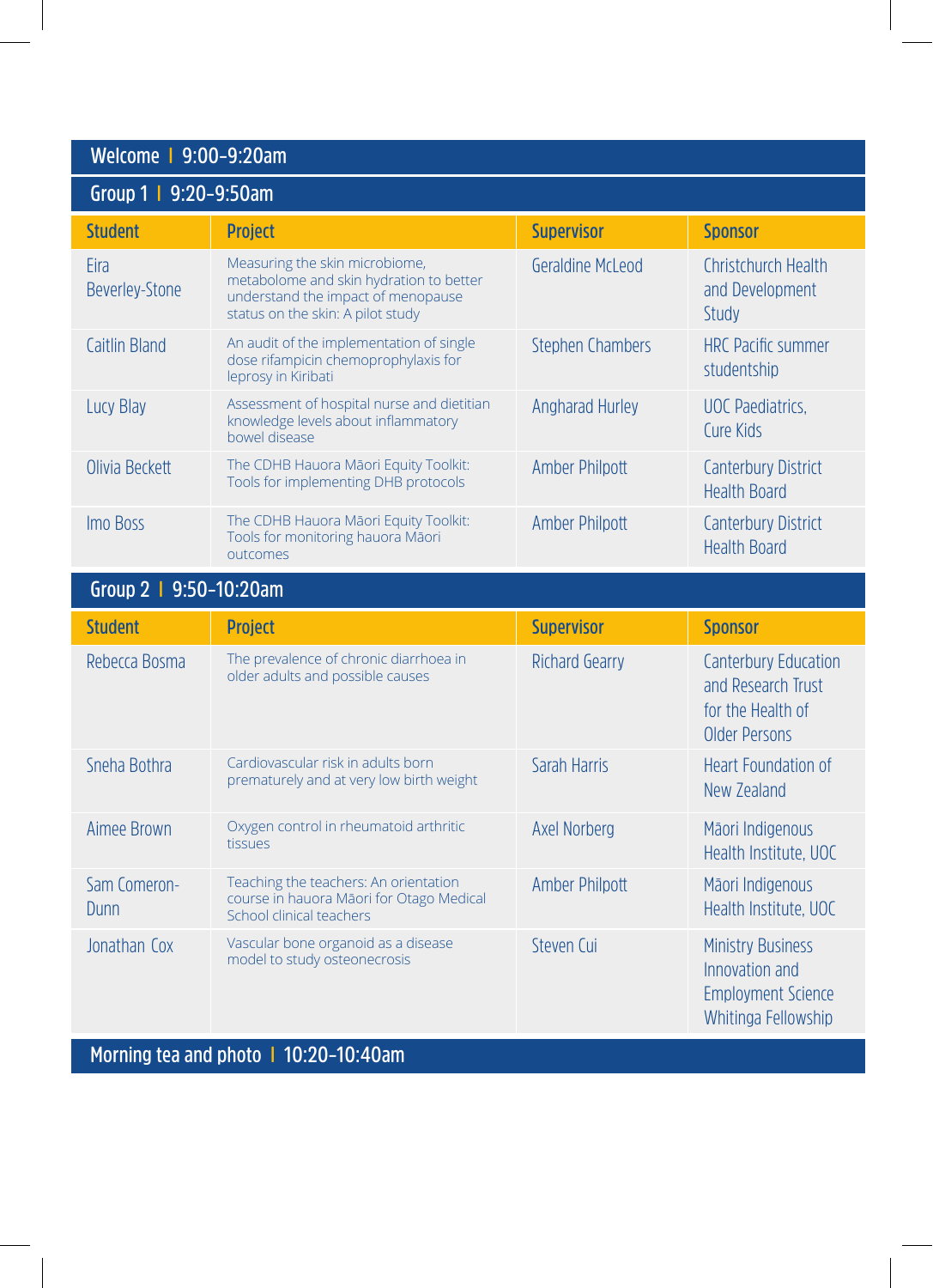## Welcome | 9:00–9:20am

## Group 1 | 9:20–9:50am

| Student | Project | Supervisor | Sponsor |
| --- | --- | --- | --- |
| Eira Beverley-Stone | Measuring the skin microbiome, metabolome and skin hydration to better understand the impact of menopause status on the skin: A pilot study | Geraldine McLeod | Christchurch Health and Development Study |
| Caitlin Bland | An audit of the implementation of single dose rifampicin chemoprophylaxis for leprosy in Kiribati | Stephen Chambers | HRC Pacific summer studentship |
| Lucy Blay | Assessment of hospital nurse and dietitian knowledge levels about inflammatory bowel disease | Angharad Hurley | UOC Paediatrics, Cure Kids |
| Olivia Beckett | The CDHB Hauora Māori Equity Toolkit: Tools for implementing DHB protocols | Amber Philpott | Canterbury District Health Board |
| Imo Boss | The CDHB Hauora Māori Equity Toolkit: Tools for monitoring hauora Māori outcomes | Amber Philpott | Canterbury District Health Board |

## Group 2 | 9:50–10:20am

| Student | Project | Supervisor | Sponsor |
| --- | --- | --- | --- |
| Rebecca Bosma | The prevalence of chronic diarrhoea in older adults and possible causes | Richard Gearry | Canterbury Education and Research Trust for the Health of Older Persons |
| Sneha Bothra | Cardiovascular risk in adults born prematurely and at very low birth weight | Sarah Harris | Heart Foundation of New Zealand |
| Aimee Brown | Oxygen control in rheumatoid arthritic tissues | Axel Norberg | Māori Indigenous Health Institute, UOC |
| Sam Comeron-Dunn | Teaching the teachers: An orientation course in hauora Māori for Otago Medical School clinical teachers | Amber Philpott | Māori Indigenous Health Institute, UOC |
| Jonathan Cox | Vascular bone organoid as a disease model to study osteonecrosis | Steven Cui | Ministry Business Innovation and Employment Science Whitinga Fellowship |

## Morning tea and photo | 10:20–10:40am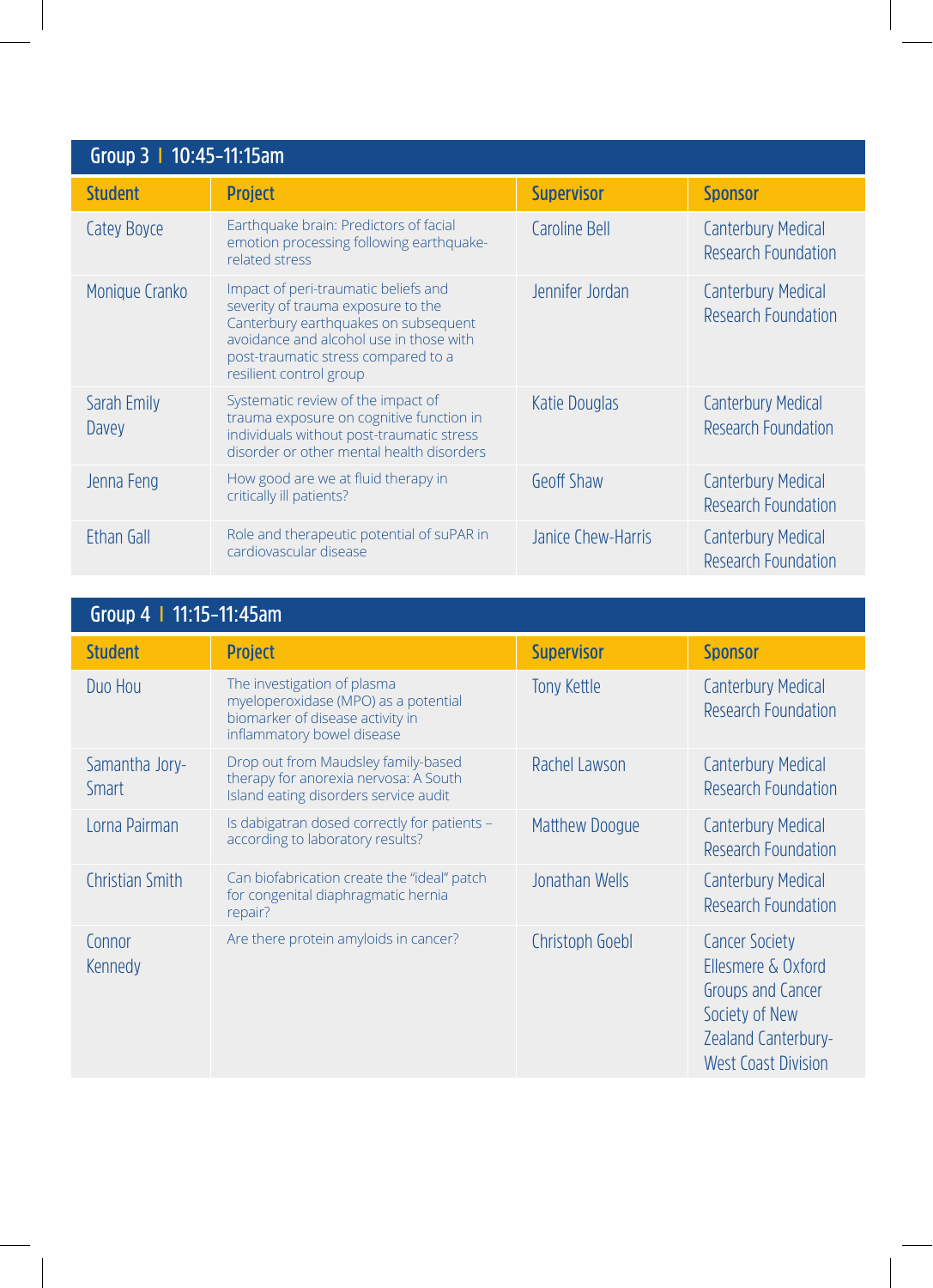## Group 3 | 10:45-11:15am

| Student | Project | Supervisor | Sponsor |
| --- | --- | --- | --- |
| Catey Boyce | Earthquake brain: Predictors of facial emotion processing following earthquake-related stress | Caroline Bell | Canterbury Medical Research Foundation |
| Monique Cranko | Impact of peri-traumatic beliefs and severity of trauma exposure to the Canterbury earthquakes on subsequent avoidance and alcohol use in those with post-traumatic stress compared to a resilient control group | Jennifer Jordan | Canterbury Medical Research Foundation |
| Sarah Emily Davey | Systematic review of the impact of trauma exposure on cognitive function in individuals without post-traumatic stress disorder or other mental health disorders | Katie Douglas | Canterbury Medical Research Foundation |
| Jenna Feng | How good are we at fluid therapy in critically ill patients? | Geoff Shaw | Canterbury Medical Research Foundation |
| Ethan Gall | Role and therapeutic potential of suPAR in cardiovascular disease | Janice Chew-Harris | Canterbury Medical Research Foundation |

## Group 4 | 11:15-11:45am

| Student | Project | Supervisor | Sponsor |
| --- | --- | --- | --- |
| Duo Hou | The investigation of plasma myeloperoxidase (MPO) as a potential biomarker of disease activity in inflammatory bowel disease | Tony Kettle | Canterbury Medical Research Foundation |
| Samantha Jory-Smart | Drop out from Maudsley family-based therapy for anorexia nervosa: A South Island eating disorders service audit | Rachel Lawson | Canterbury Medical Research Foundation |
| Lorna Pairman | Is dabigatran dosed correctly for patients – according to laboratory results? | Matthew Doogue | Canterbury Medical Research Foundation |
| Christian Smith | Can biofabrication create the "ideal" patch for congenital diaphragmatic hernia repair? | Jonathan Wells | Canterbury Medical Research Foundation |
| Connor Kennedy | Are there protein amyloids in cancer? | Christoph Goebl | Cancer Society Ellesmere & Oxford Groups and Cancer Society of New Zealand Canterbury-West Coast Division |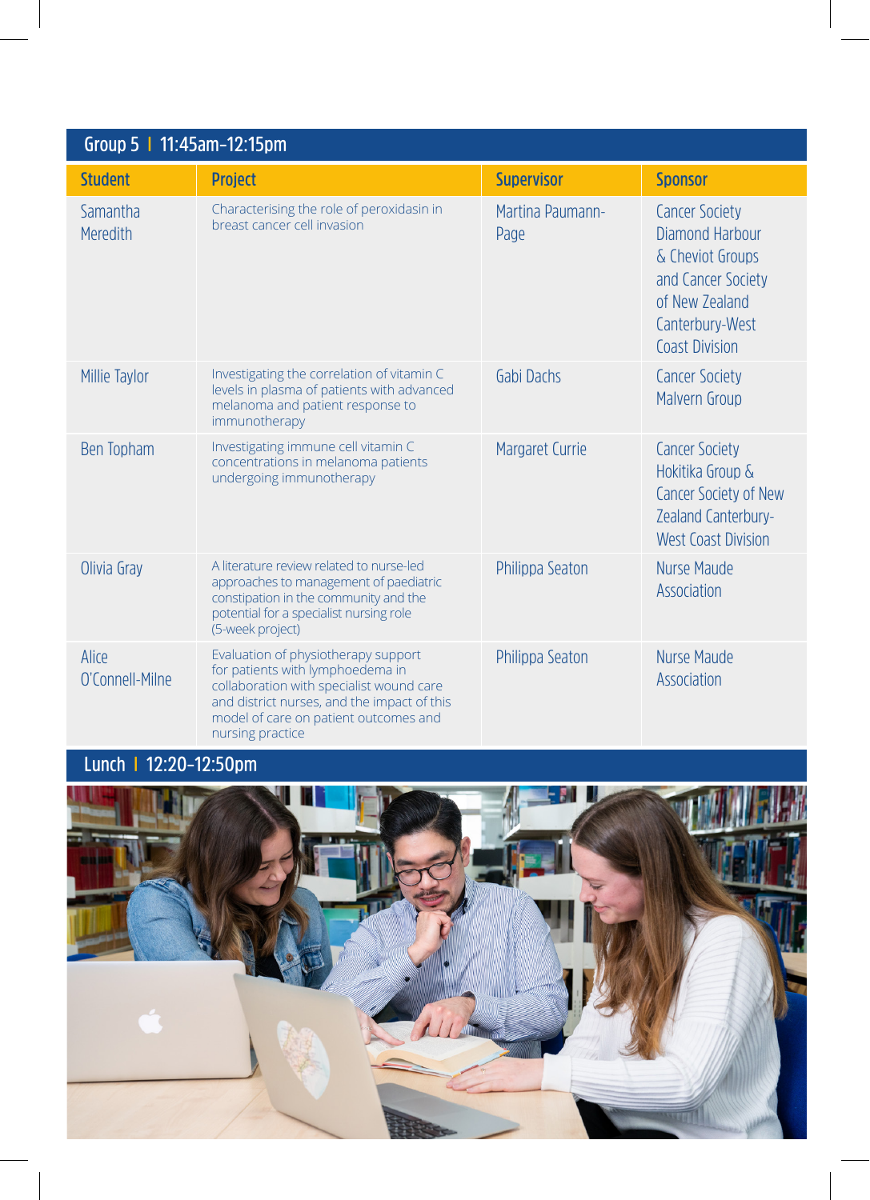## Group 5 | 11:45am-12:15pm

| Student | Project | Supervisor | Sponsor |
|---|---|---|---|
| Samantha Meredith | Characterising the role of peroxidasin in breast cancer cell invasion | Martina Paumann-Page | Cancer Society Diamond Harbour & Cheviot Groups and Cancer Society of New Zealand Canterbury-West Coast Division |
| Millie Taylor | Investigating the correlation of vitamin C levels in plasma of patients with advanced melanoma and patient response to immunotherapy | Gabi Dachs | Cancer Society Malvern Group |
| Ben Topham | Investigating immune cell vitamin C concentrations in melanoma patients undergoing immunotherapy | Margaret Currie | Cancer Society Hokitika Group & Cancer Society of New Zealand Canterbury-West Coast Division |
| Olivia Gray | A literature review related to nurse-led approaches to management of paediatric constipation in the community and the potential for a specialist nursing role (5-week project) | Philippa Seaton | Nurse Maude Association |
| Alice O'Connell-Milne | Evaluation of physiotherapy support for patients with lymphoedema in collaboration with specialist wound care and district nurses, and the impact of this model of care on patient outcomes and nursing practice | Philippa Seaton | Nurse Maude Association |

## Lunch | 12:20-12:50pm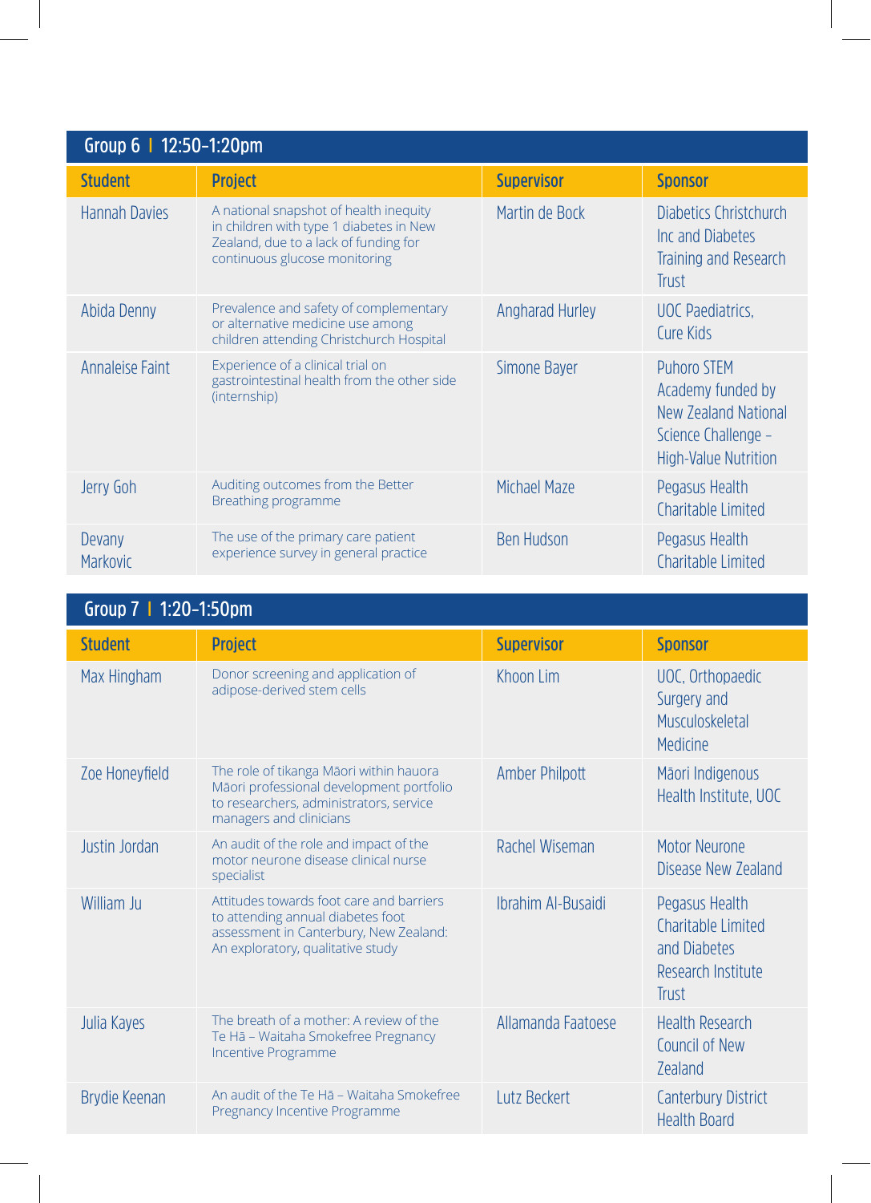## Group 6 | 12:50–1:20pm

| Student | Project | Supervisor | Sponsor |
| --- | --- | --- | --- |
| Hannah Davies | A national snapshot of health inequity in children with type 1 diabetes in New Zealand, due to a lack of funding for continuous glucose monitoring | Martin de Bock | Diabetics Christchurch Inc and Diabetes Training and Research Trust |
| Abida Denny | Prevalence and safety of complementary or alternative medicine use among children attending Christchurch Hospital | Angharad Hurley | UOC Paediatrics, Cure Kids |
| Annaleise Faint | Experience of a clinical trial on gastrointestinal health from the other side (internship) | Simone Bayer | Puhoro STEM Academy funded by New Zealand National Science Challenge – High-Value Nutrition |
| Jerry Goh | Auditing outcomes from the Better Breathing programme | Michael Maze | Pegasus Health Charitable Limited |
| Devany Markovic | The use of the primary care patient experience survey in general practice | Ben Hudson | Pegasus Health Charitable Limited |

## Group 7 | 1:20–1:50pm

| Student | Project | Supervisor | Sponsor |
| --- | --- | --- | --- |
| Max Hingham | Donor screening and application of adipose-derived stem cells | Khoon Lim | UOC, Orthopaedic Surgery and Musculoskeletal Medicine |
| Zoe Honeyfield | The role of tikanga Māori within hauora Māori professional development portfolio to researchers, administrators, service managers and clinicians | Amber Philpott | Māori Indigenous Health Institute, UOC |
| Justin Jordan | An audit of the role and impact of the motor neurone disease clinical nurse specialist | Rachel Wiseman | Motor Neurone Disease New Zealand |
| William Ju | Attitudes towards foot care and barriers to attending annual diabetes foot assessment in Canterbury, New Zealand: An exploratory, qualitative study | Ibrahim Al-Busaidi | Pegasus Health Charitable Limited and Diabetes Research Institute Trust |
| Julia Kayes | The breath of a mother: A review of the Te Hā – Waitaha Smokefree Pregnancy Incentive Programme | Allamanda Faatoese | Health Research Council of New Zealand |
| Brydie Keenan | An audit of the Te Hā – Waitaha Smokefree Pregnancy Incentive Programme | Lutz Beckert | Canterbury District Health Board |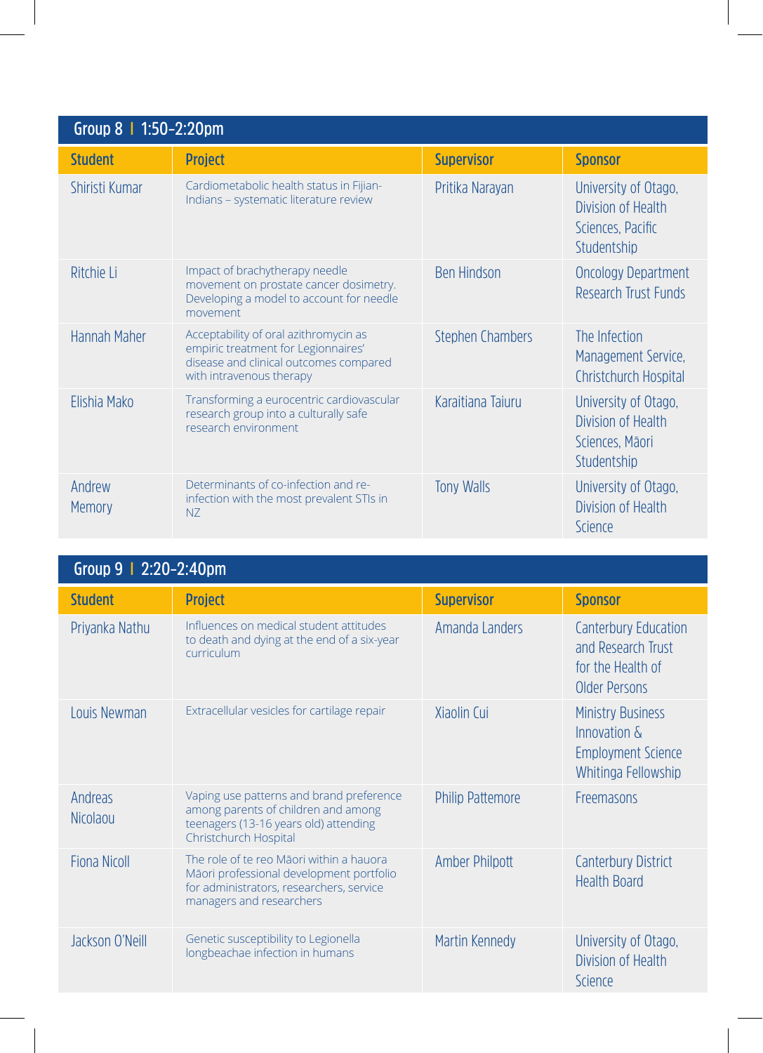## Group 8 | 1:50–2:20pm

| Student | Project | Supervisor | Sponsor |
|---|---|---|---|
| Shiristi Kumar | Cardiometabolic health status in Fijian-Indians – systematic literature review | Pritika Narayan | University of Otago, Division of Health Sciences, Pacific Studentship |
| Ritchie Li | Impact of brachytherapy needle movement on prostate cancer dosimetry. Developing a model to account for needle movement | Ben Hindson | Oncology Department Research Trust Funds |
| Hannah Maher | Acceptability of oral azithromycin as empiric treatment for Legionnaires' disease and clinical outcomes compared with intravenous therapy | Stephen Chambers | The Infection Management Service, Christchurch Hospital |
| Elishia Mako | Transforming a eurocentric cardiovascular research group into a culturally safe research environment | Karaitiana Taiuru | University of Otago, Division of Health Sciences, Māori Studentship |
| Andrew Memory | Determinants of co-infection and re-infection with the most prevalent STIs in NZ | Tony Walls | University of Otago, Division of Health Science |

## Group 9 | 2:20–2:40pm

| Student | Project | Supervisor | Sponsor |
|---|---|---|---|
| Priyanka Nathu | Influences on medical student attitudes to death and dying at the end of a six-year curriculum | Amanda Landers | Canterbury Education and Research Trust for the Health of Older Persons |
| Louis Newman | Extracellular vesicles for cartilage repair | Xiaolin Cui | Ministry Business Innovation & Employment Science Whitinga Fellowship |
| Andreas Nicolaou | Vaping use patterns and brand preference among parents of children and among teenagers (13-16 years old) attending Christchurch Hospital | Philip Pattemore | Freemasons |
| Fiona Nicoll | The role of te reo Māori within a hauora Māori professional development portfolio for administrators, researchers, service managers and researchers | Amber Philpott | Canterbury District Health Board |
| Jackson O'Neill | Genetic susceptibility to Legionella longbeachae infection in humans | Martin Kennedy | University of Otago, Division of Health Science |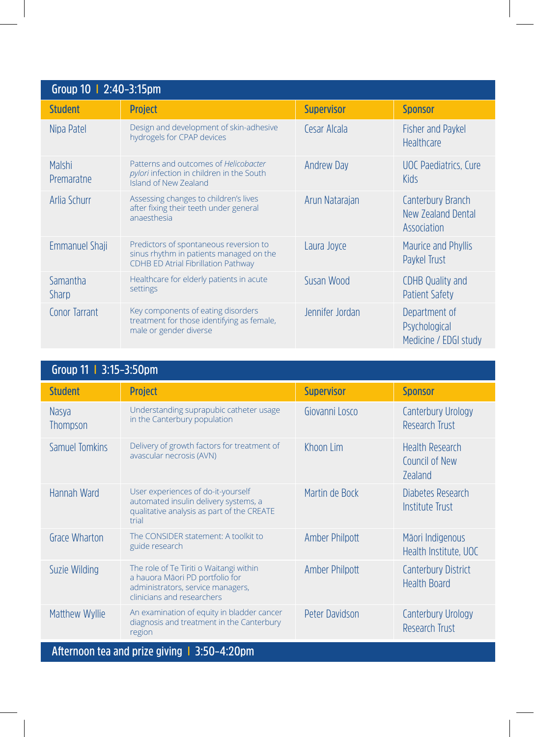## Group 10 | 2:40–3:15pm

| Student | Project | Supervisor | Sponsor |
| --- | --- | --- | --- |
| Nipa Patel | Design and development of skin-adhesive hydrogels for CPAP devices | Cesar Alcala | Fisher and Paykel Healthcare |
| Malshi Premaratne | Patterns and outcomes of *Helicobacter pylori* infection in children in the South Island of New Zealand | Andrew Day | UOC Paediatrics, Cure Kids |
| Arlia Schurr | Assessing changes to children's lives after fixing their teeth under general anaesthesia | Arun Natarajan | Canterbury Branch New Zealand Dental Association |
| Emmanuel Shaji | Predictors of spontaneous reversion to sinus rhythm in patients managed on the CDHB ED Atrial Fibrillation Pathway | Laura Joyce | Maurice and Phyllis Paykel Trust |
| Samantha Sharp | Healthcare for elderly patients in acute settings | Susan Wood | CDHB Quality and Patient Safety |
| Conor Tarrant | Key components of eating disorders treatment for those identifying as female, male or gender diverse | Jennifer Jordan | Department of Psychological Medicine / EDGI study |

## Group 11 | 3:15–3:50pm

| Student | Project | Supervisor | Sponsor |
| --- | --- | --- | --- |
| Nasya Thompson | Understanding suprapubic catheter usage in the Canterbury population | Giovanni Losco | Canterbury Urology Research Trust |
| Samuel Tomkins | Delivery of growth factors for treatment of avascular necrosis (AVN) | Khoon Lim | Health Research Council of New Zealand |
| Hannah Ward | User experiences of do-it-yourself automated insulin delivery systems, a qualitative analysis as part of the CREATE trial | Martin de Bock | Diabetes Research Institute Trust |
| Grace Wharton | The CONSIDER statement: A toolkit to guide research | Amber Philpott | Māori Indigenous Health Institute, UOC |
| Suzie Wilding | The role of Te Tiriti o Waitangi within a hauora Māori PD portfolio for administrators, service managers, clinicians and researchers | Amber Philpott | Canterbury District Health Board |
| Matthew Wyllie | An examination of equity in bladder cancer diagnosis and treatment in the Canterbury region | Peter Davidson | Canterbury Urology Research Trust |

## Afternoon tea and prize giving | 3:50–4:20pm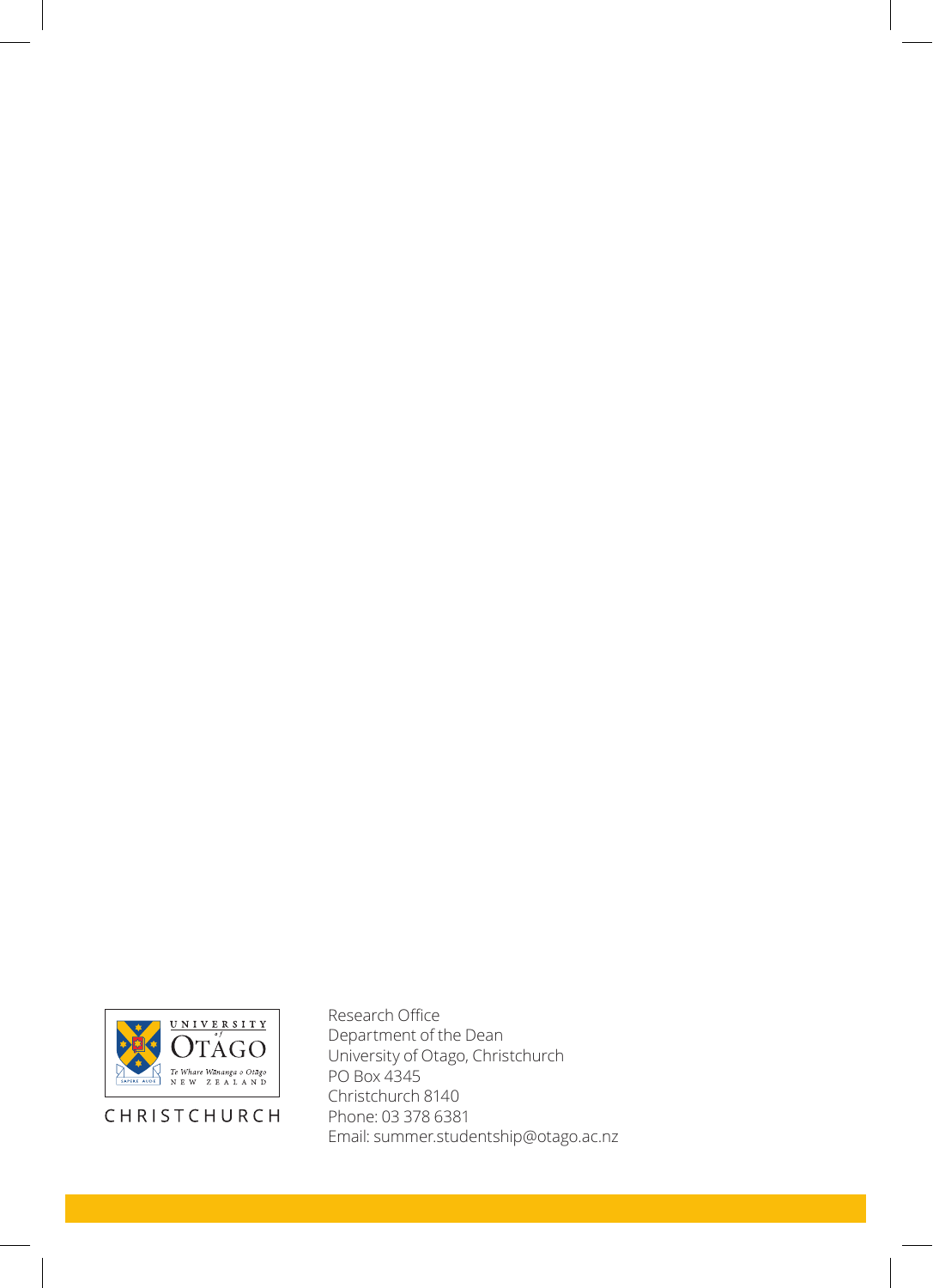CHRISTCHURCH

Research Office
Department of the Dean
University of Otago, Christchurch
PO Box 4345
Christchurch 8140
Phone: 03 378 6381
Email: summer.studentship@otago.ac.nz